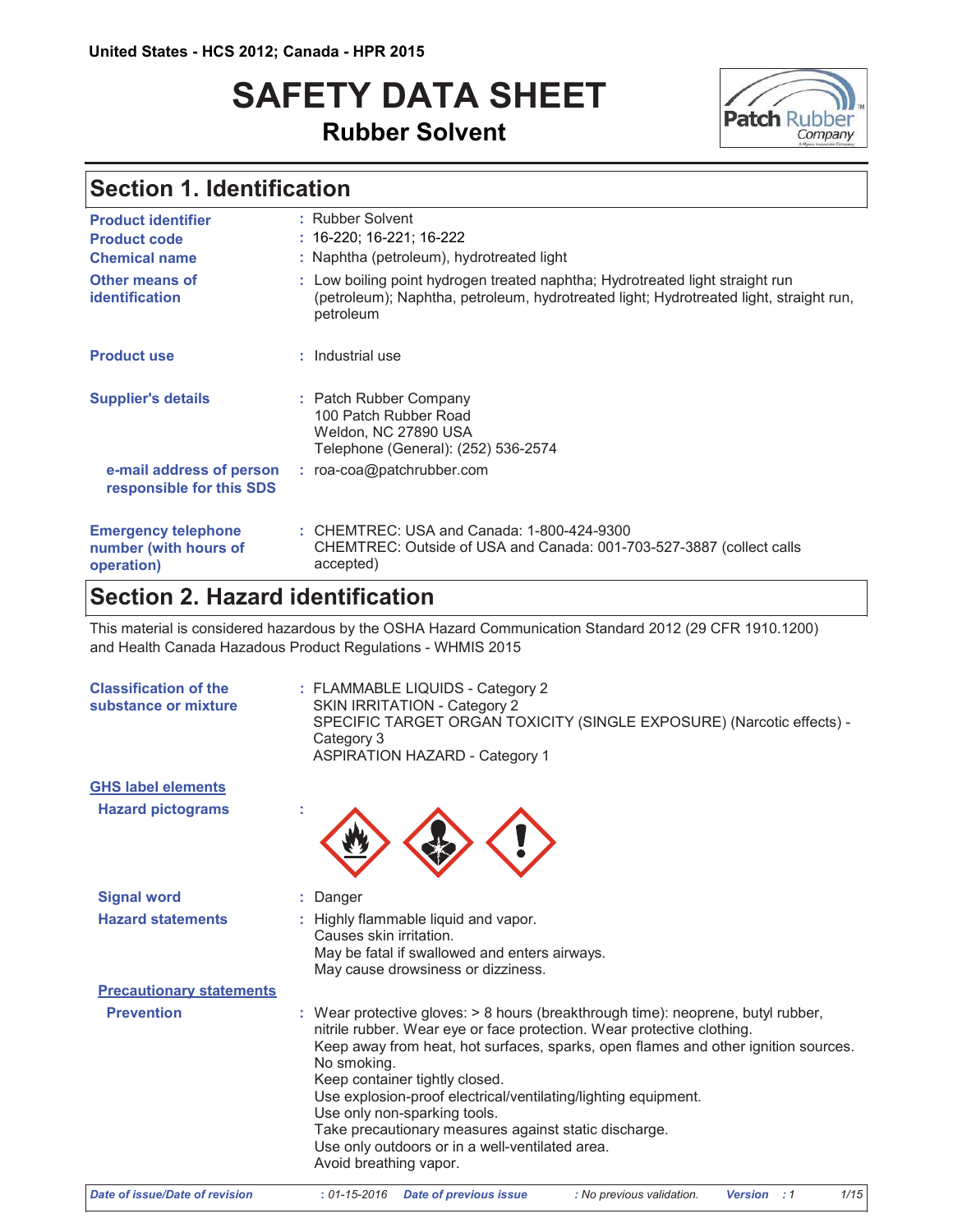United States - HCS 2012; Canada - HPR 2015

# SAFETY DATA SHEET

## Rubber Solvent

## Section 1. Identification

| | |
|---|---|
| **Product identifier** | : Rubber Solvent |
| **Product code** | : 16-220; 16-221; 16-222 |
| **Chemical name** | : Naphtha (petroleum), hydrotreated light |
| **Other means of identification** | : Low boiling point hydrogen treated naphtha; Hydrotreated light straight run (petroleum); Naphtha, petroleum, hydrotreated light; Hydrotreated light, straight run, petroleum |
| **Product use** | : Industrial use |
| **Supplier's details** | : Patch Rubber Company<br>100 Patch Rubber Road<br>Weldon, NC 27890 USA<br>Telephone (General): (252) 536-2574 |
| **e-mail address of person responsible for this SDS** | : roa-coa@patchrubber.com |
| **Emergency telephone number (with hours of operation)** | : CHEMTREC: USA and Canada: 1-800-424-9300<br>CHEMTREC: Outside of USA and Canada: 001-703-527-3887 (collect calls accepted) |

## Section 2. Hazard identification

This material is considered hazardous by the OSHA Hazard Communication Standard 2012 (29 CFR 1910.1200) and Health Canada Hazadous Product Regulations - WHMIS 2015

**Classification of the substance or mixture** : FLAMMABLE LIQUIDS - Category 2
SKIN IRRITATION - Category 2
SPECIFIC TARGET ORGAN TOXICITY (SINGLE EXPOSURE) (Narcotic effects) - Category 3
ASPIRATION HAZARD - Category 1

**GHS label elements**

**Hazard pictograms** :

**Signal word** : Danger

**Hazard statements** : Highly flammable liquid and vapor.
Causes skin irritation.
May be fatal if swallowed and enters airways.
May cause drowsiness or dizziness.

**Precautionary statements**

**Prevention** : Wear protective gloves: > 8 hours (breakthrough time): neoprene, butyl rubber, nitrile rubber. Wear eye or face protection. Wear protective clothing.
Keep away from heat, hot surfaces, sparks, open flames and other ignition sources. No smoking.
Keep container tightly closed.
Use explosion-proof electrical/ventilating/lighting equipment.
Use only non-sparking tools.
Take precautionary measures against static discharge.
Use only outdoors or in a well-ventilated area.
Avoid breathing vapor.

*Date of issue/Date of revision : 01-15-2016 Date of previous issue : No previous validation. Version : 1*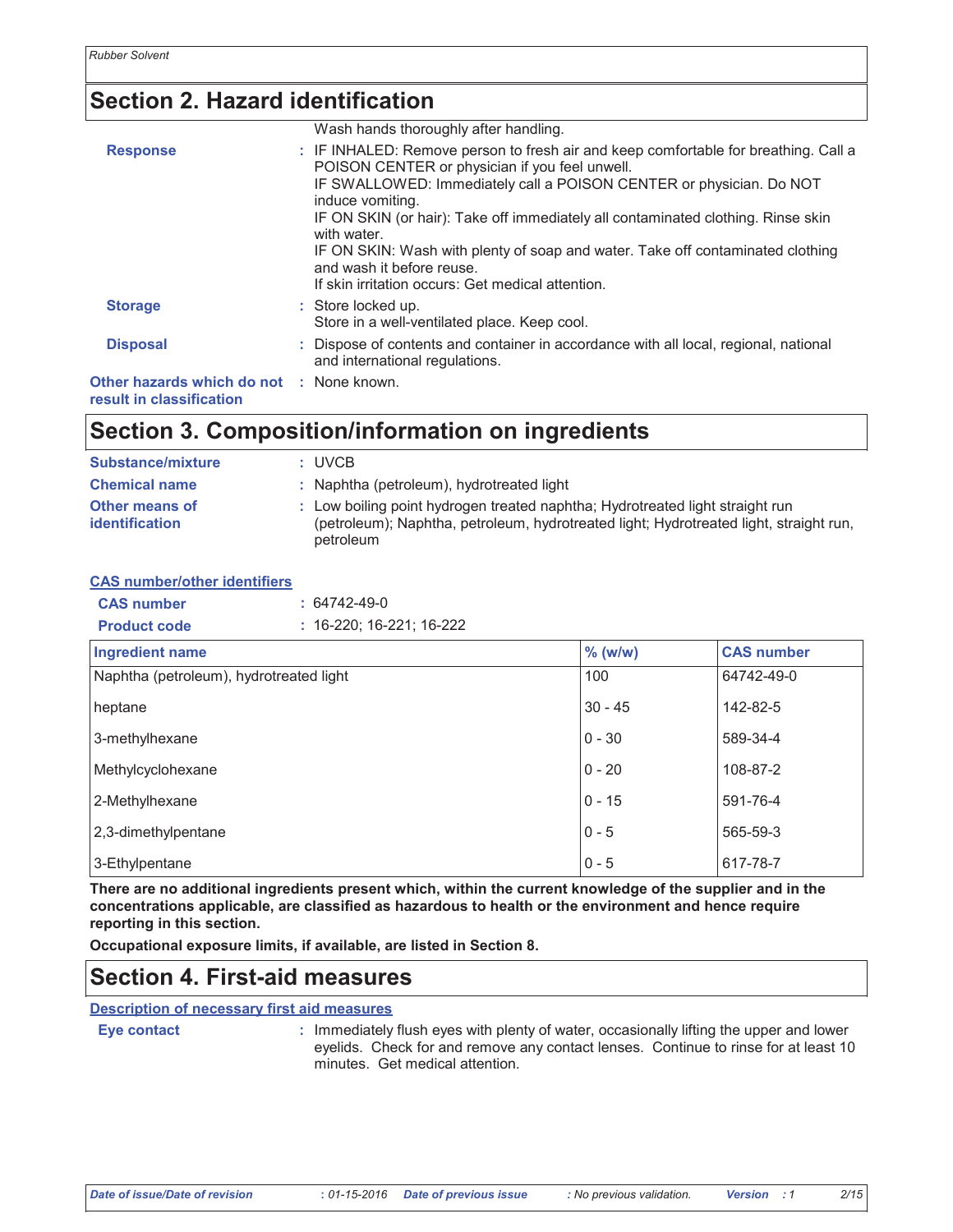## Section 2. Hazard identification

Wash hands thoroughly after handling.

**Response** : IF INHALED: Remove person to fresh air and keep comfortable for breathing. Call a POISON CENTER or physician if you feel unwell.
IF SWALLOWED: Immediately call a POISON CENTER or physician. Do NOT induce vomiting.
IF ON SKIN (or hair): Take off immediately all contaminated clothing. Rinse skin with water.
IF ON SKIN: Wash with plenty of soap and water. Take off contaminated clothing and wash it before reuse.
If skin irritation occurs: Get medical attention.

**Storage** : Store locked up.
Store in a well-ventilated place. Keep cool.

**Disposal** : Dispose of contents and container in accordance with all local, regional, national and international regulations.

**Other hazards which do not result in classification** : None known.

## Section 3. Composition/information on ingredients

**Substance/mixture** : UVCB

**Chemical name** : Naphtha (petroleum), hydrotreated light

**Other means of identification** : Low boiling point hydrogen treated naphtha; Hydrotreated light straight run (petroleum); Naphtha, petroleum, hydrotreated light; Hydrotreated light, straight run, petroleum

**CAS number/other identifiers**

**CAS number** : 64742-49-0

**Product code** : 16-220; 16-221; 16-222

| Ingredient name | % (w/w) | CAS number |
|---|---|---|
| Naphtha (petroleum), hydrotreated light | 100 | 64742-49-0 |
| heptane | 30 - 45 | 142-82-5 |
| 3-methylhexane | 0 - 30 | 589-34-4 |
| Methylcyclohexane | 0 - 20 | 108-87-2 |
| 2-Methylhexane | 0 - 15 | 591-76-4 |
| 2,3-dimethylpentane | 0 - 5 | 565-59-3 |
| 3-Ethylpentane | 0 - 5 | 617-78-7 |

**There are no additional ingredients present which, within the current knowledge of the supplier and in the concentrations applicable, are classified as hazardous to health or the environment and hence require reporting in this section.**

**Occupational exposure limits, if available, are listed in Section 8.**

## Section 4. First-aid measures

**Description of necessary first aid measures**

**Eye contact** : Immediately flush eyes with plenty of water, occasionally lifting the upper and lower eyelids. Check for and remove any contact lenses. Continue to rinse for at least 10 minutes. Get medical attention.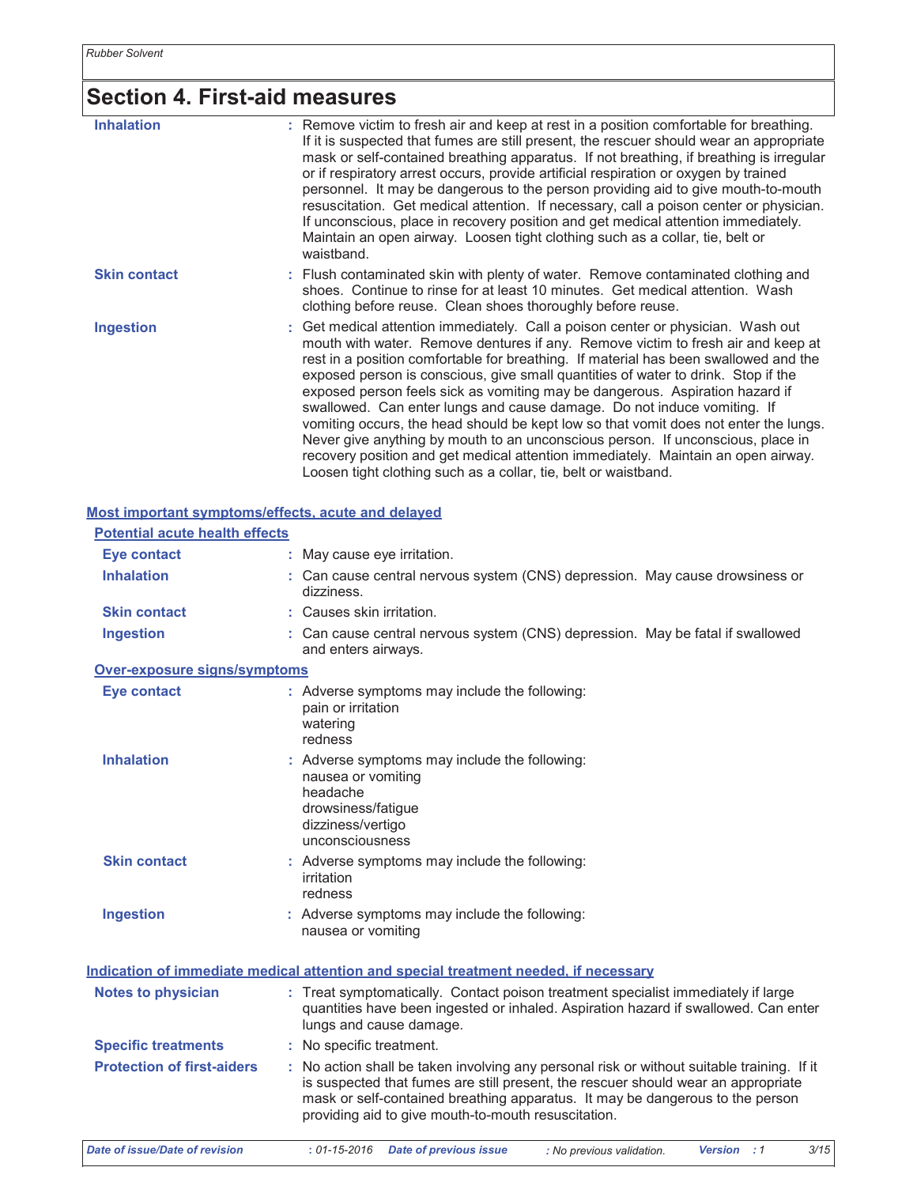## Section 4. First-aid measures

| | |
|---|---|
| **Inhalation** | Remove victim to fresh air and keep at rest in a position comfortable for breathing. If it is suspected that fumes are still present, the rescuer should wear an appropriate mask or self-contained breathing apparatus. If not breathing, if breathing is irregular or if respiratory arrest occurs, provide artificial respiration or oxygen by trained personnel. It may be dangerous to the person providing aid to give mouth-to-mouth resuscitation. Get medical attention. If necessary, call a poison center or physician. If unconscious, place in recovery position and get medical attention immediately. Maintain an open airway. Loosen tight clothing such as a collar, tie, belt or waistband. |
| **Skin contact** | Flush contaminated skin with plenty of water. Remove contaminated clothing and shoes. Continue to rinse for at least 10 minutes. Get medical attention. Wash clothing before reuse. Clean shoes thoroughly before reuse. |
| **Ingestion** | Get medical attention immediately. Call a poison center or physician. Wash out mouth with water. Remove dentures if any. Remove victim to fresh air and keep at rest in a position comfortable for breathing. If material has been swallowed and the exposed person is conscious, give small quantities of water to drink. Stop if the exposed person feels sick as vomiting may be dangerous. Aspiration hazard if swallowed. Can enter lungs and cause damage. Do not induce vomiting. If vomiting occurs, the head should be kept low so that vomit does not enter the lungs. Never give anything by mouth to an unconscious person. If unconscious, place in recovery position and get medical attention immediately. Maintain an open airway. Loosen tight clothing such as a collar, tie, belt or waistband. |

### Most important symptoms/effects, acute and delayed

#### Potential acute health effects

| | |
|---|---|
| **Eye contact** | May cause eye irritation. |
| **Inhalation** | Can cause central nervous system (CNS) depression. May cause drowsiness or dizziness. |
| **Skin contact** | Causes skin irritation. |
| **Ingestion** | Can cause central nervous system (CNS) depression. May be fatal if swallowed and enters airways. |

#### Over-exposure signs/symptoms

| | |
|---|---|
| **Eye contact** | Adverse symptoms may include the following:<br>pain or irritation<br>watering<br>redness |
| **Inhalation** | Adverse symptoms may include the following:<br>nausea or vomiting<br>headache<br>drowsiness/fatigue<br>dizziness/vertigo<br>unconsciousness |
| **Skin contact** | Adverse symptoms may include the following:<br>irritation<br>redness |
| **Ingestion** | Adverse symptoms may include the following:<br>nausea or vomiting |

### Indication of immediate medical attention and special treatment needed, if necessary

| | |
|---|---|
| **Notes to physician** | Treat symptomatically. Contact poison treatment specialist immediately if large quantities have been ingested or inhaled. Aspiration hazard if swallowed. Can enter lungs and cause damage. |
| **Specific treatments** | No specific treatment. |
| **Protection of first-aiders** | No action shall be taken involving any personal risk or without suitable training. If it is suspected that fumes are still present, the rescuer should wear an appropriate mask or self-contained breathing apparatus. It may be dangerous to the person providing aid to give mouth-to-mouth resuscitation. |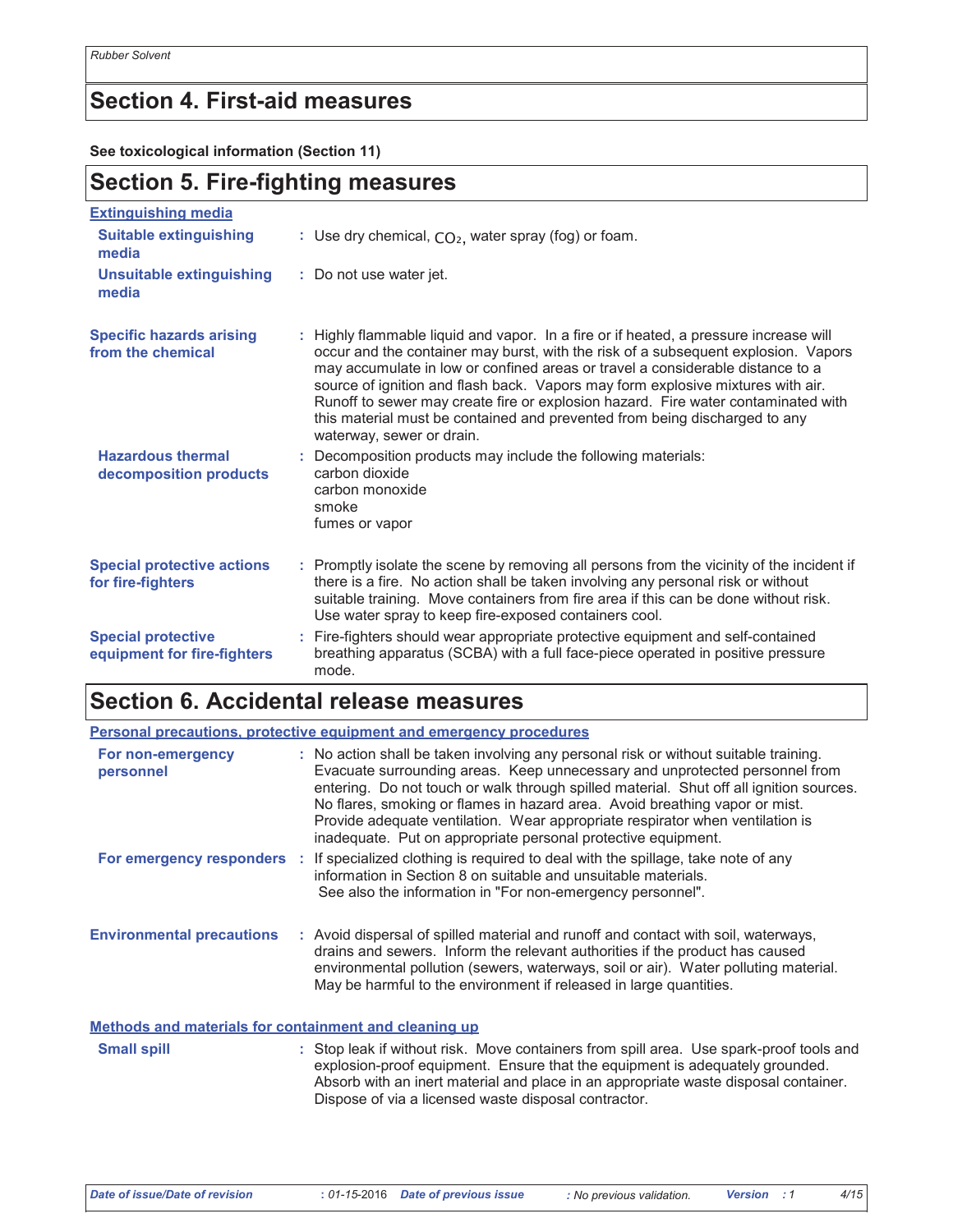## Section 4. First-aid measures

**See toxicological information (Section 11)**

## Section 5. Fire-fighting measures

**Extinguishing media**

**Suitable extinguishing media** : Use dry chemical, $CO_2$, water spray (fog) or foam.

**Unsuitable extinguishing media** : Do not use water jet.

**Specific hazards arising from the chemical** : Highly flammable liquid and vapor. In a fire or if heated, a pressure increase will occur and the container may burst, with the risk of a subsequent explosion. Vapors may accumulate in low or confined areas or travel a considerable distance to a source of ignition and flash back. Vapors may form explosive mixtures with air. Runoff to sewer may create fire or explosion hazard. Fire water contaminated with this material must be contained and prevented from being discharged to any waterway, sewer or drain.

**Hazardous thermal decomposition products** : Decomposition products may include the following materials:
carbon dioxide
carbon monoxide
smoke
fumes or vapor

**Special protective actions for fire-fighters** : Promptly isolate the scene by removing all persons from the vicinity of the incident if there is a fire. No action shall be taken involving any personal risk or without suitable training. Move containers from fire area if this can be done without risk. Use water spray to keep fire-exposed containers cool.

**Special protective equipment for fire-fighters** : Fire-fighters should wear appropriate protective equipment and self-contained breathing apparatus (SCBA) with a full face-piece operated in positive pressure mode.

## Section 6. Accidental release measures

**Personal precautions, protective equipment and emergency procedures**

**For non-emergency personnel** : No action shall be taken involving any personal risk or without suitable training. Evacuate surrounding areas. Keep unnecessary and unprotected personnel from entering. Do not touch or walk through spilled material. Shut off all ignition sources. No flares, smoking or flames in hazard area. Avoid breathing vapor or mist. Provide adequate ventilation. Wear appropriate respirator when ventilation is inadequate. Put on appropriate personal protective equipment.

**For emergency responders** : If specialized clothing is required to deal with the spillage, take note of any information in Section 8 on suitable and unsuitable materials.
See also the information in "For non-emergency personnel".

**Environmental precautions** : Avoid dispersal of spilled material and runoff and contact with soil, waterways, drains and sewers. Inform the relevant authorities if the product has caused environmental pollution (sewers, waterways, soil or air). Water polluting material. May be harmful to the environment if released in large quantities.

**Methods and materials for containment and cleaning up**

**Small spill** : Stop leak if without risk. Move containers from spill area. Use spark-proof tools and explosion-proof equipment. Ensure that the equipment is adequately grounded. Absorb with an inert material and place in an appropriate waste disposal container. Dispose of via a licensed waste disposal contractor.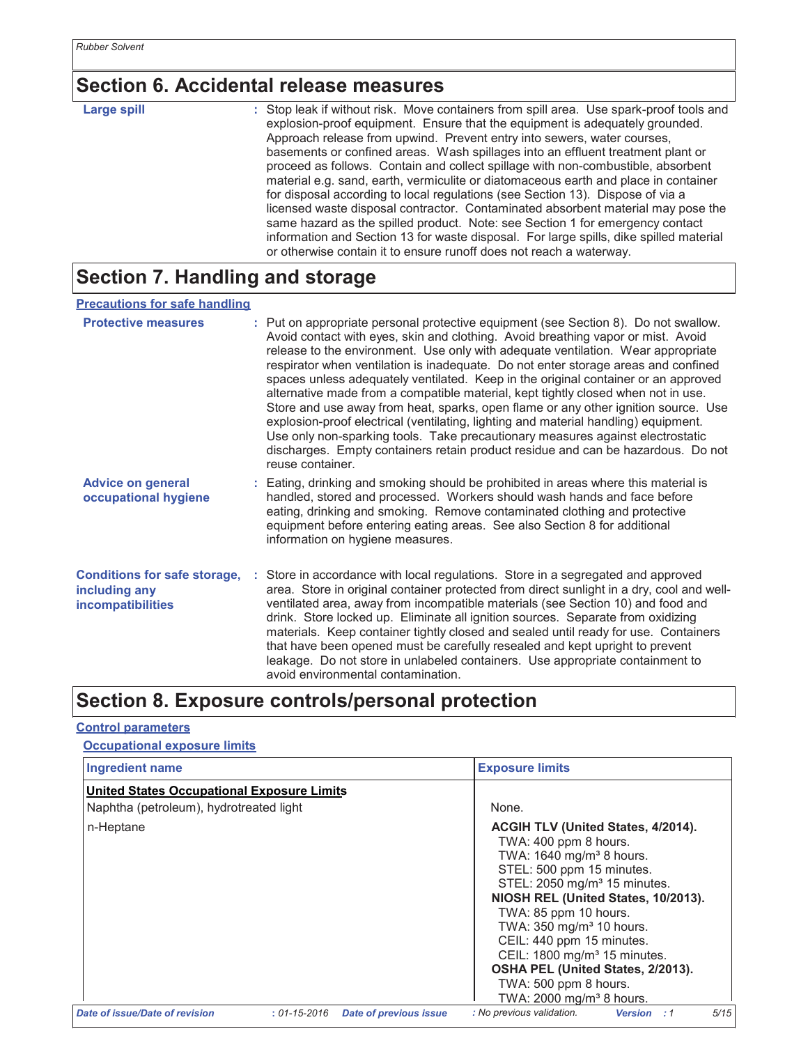## Section 6. Accidental release measures

**Large spill** : Stop leak if without risk. Move containers from spill area. Use spark-proof tools and explosion-proof equipment. Ensure that the equipment is adequately grounded. Approach release from upwind. Prevent entry into sewers, water courses, basements or confined areas. Wash spillages into an effluent treatment plant or proceed as follows. Contain and collect spillage with non-combustible, absorbent material e.g. sand, earth, vermiculite or diatomaceous earth and place in container for disposal according to local regulations (see Section 13). Dispose of via a licensed waste disposal contractor. Contaminated absorbent material may pose the same hazard as the spilled product. Note: see Section 1 for emergency contact information and Section 13 for waste disposal. For large spills, dike spilled material or otherwise contain it to ensure runoff does not reach a waterway.

## Section 7. Handling and storage

### Precautions for safe handling

**Protective measures** : Put on appropriate personal protective equipment (see Section 8). Do not swallow. Avoid contact with eyes, skin and clothing. Avoid breathing vapor or mist. Avoid release to the environment. Use only with adequate ventilation. Wear appropriate respirator when ventilation is inadequate. Do not enter storage areas and confined spaces unless adequately ventilated. Keep in the original container or an approved alternative made from a compatible material, kept tightly closed when not in use. Store and use away from heat, sparks, open flame or any other ignition source. Use explosion-proof electrical (ventilating, lighting and material handling) equipment. Use only non-sparking tools. Take precautionary measures against electrostatic discharges. Empty containers retain product residue and can be hazardous. Do not reuse container.

**Advice on general occupational hygiene** : Eating, drinking and smoking should be prohibited in areas where this material is handled, stored and processed. Workers should wash hands and face before eating, drinking and smoking. Remove contaminated clothing and protective equipment before entering eating areas. See also Section 8 for additional information on hygiene measures.

**Conditions for safe storage, including any incompatibilities** : Store in accordance with local regulations. Store in a segregated and approved area. Store in original container protected from direct sunlight in a dry, cool and well-ventilated area, away from incompatible materials (see Section 10) and food and drink. Store locked up. Eliminate all ignition sources. Separate from oxidizing materials. Keep container tightly closed and sealed until ready for use. Containers that have been opened must be carefully resealed and kept upright to prevent leakage. Do not store in unlabeled containers. Use appropriate containment to avoid environmental contamination.

## Section 8. Exposure controls/personal protection

### Control parameters

#### Occupational exposure limits

| Ingredient name | Exposure limits |
|---|---|
| **United States Occupational Exposure Limits** | |
| Naphtha (petroleum), hydrotreated light | None. |
| n-Heptane | **ACGIH TLV (United States, 4/2014).**<br>TWA: 400 ppm 8 hours.<br>TWA: 1640 mg/m³ 8 hours.<br>STEL: 500 ppm 15 minutes.<br>STEL: 2050 mg/m³ 15 minutes.<br>**NIOSH REL (United States, 10/2013).**<br>TWA: 85 ppm 10 hours.<br>TWA: 350 mg/m³ 10 hours.<br>CEIL: 440 ppm 15 minutes.<br>CEIL: 1800 mg/m³ 15 minutes.<br>**OSHA PEL (United States, 2/2013).**<br>TWA: 500 ppm 8 hours.<br>TWA: 2000 mg/m³ 8 hours. |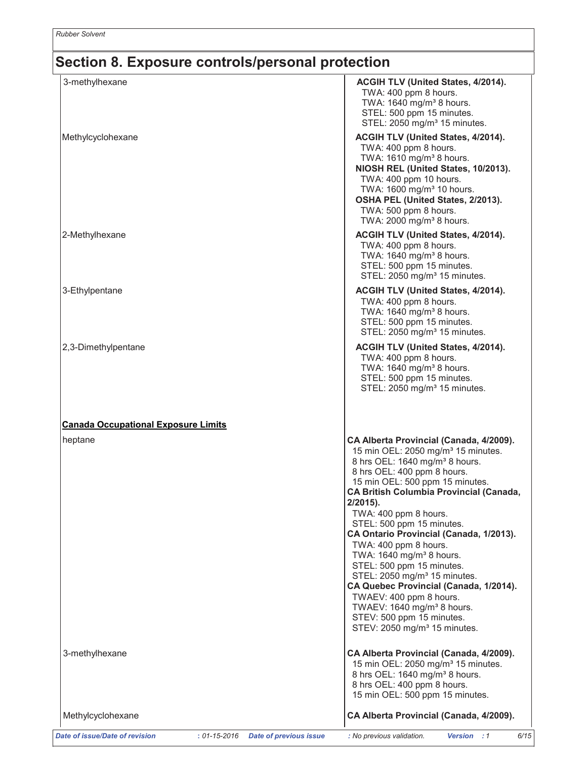## Section 8. Exposure controls/personal protection

| | |
|---|---|
| 3-methylhexane | **ACGIH TLV (United States, 4/2014).**<br>TWA: 400 ppm 8 hours.<br>TWA: 1640 mg/m³ 8 hours.<br>STEL: 500 ppm 15 minutes.<br>STEL: 2050 mg/m³ 15 minutes. |
| Methylcyclohexane | **ACGIH TLV (United States, 4/2014).**<br>TWA: 400 ppm 8 hours.<br>TWA: 1610 mg/m³ 8 hours.<br>**NIOSH REL (United States, 10/2013).**<br>TWA: 400 ppm 10 hours.<br>TWA: 1600 mg/m³ 10 hours.<br>**OSHA PEL (United States, 2/2013).**<br>TWA: 500 ppm 8 hours.<br>TWA: 2000 mg/m³ 8 hours. |
| 2-Methylhexane | **ACGIH TLV (United States, 4/2014).**<br>TWA: 400 ppm 8 hours.<br>TWA: 1640 mg/m³ 8 hours.<br>STEL: 500 ppm 15 minutes.<br>STEL: 2050 mg/m³ 15 minutes. |
| 3-Ethylpentane | **ACGIH TLV (United States, 4/2014).**<br>TWA: 400 ppm 8 hours.<br>TWA: 1640 mg/m³ 8 hours.<br>STEL: 500 ppm 15 minutes.<br>STEL: 2050 mg/m³ 15 minutes. |
| 2,3-Dimethylpentane | **ACGIH TLV (United States, 4/2014).**<br>TWA: 400 ppm 8 hours.<br>TWA: 1640 mg/m³ 8 hours.<br>STEL: 500 ppm 15 minutes.<br>STEL: 2050 mg/m³ 15 minutes. |

**Canada Occupational Exposure Limits**

| | |
|---|---|
| heptane | **CA Alberta Provincial (Canada, 4/2009).**<br>15 min OEL: 2050 mg/m³ 15 minutes.<br>8 hrs OEL: 1640 mg/m³ 8 hours.<br>8 hrs OEL: 400 ppm 8 hours.<br>15 min OEL: 500 ppm 15 minutes.<br>**CA British Columbia Provincial (Canada, 2/2015).**<br>TWA: 400 ppm 8 hours.<br>STEL: 500 ppm 15 minutes.<br>**CA Ontario Provincial (Canada, 1/2013).**<br>TWA: 400 ppm 8 hours.<br>TWA: 1640 mg/m³ 8 hours.<br>STEL: 500 ppm 15 minutes.<br>STEL: 2050 mg/m³ 15 minutes.<br>**CA Quebec Provincial (Canada, 1/2014).**<br>TWAEV: 400 ppm 8 hours.<br>TWAEV: 1640 mg/m³ 8 hours.<br>STEV: 500 ppm 15 minutes.<br>STEV: 2050 mg/m³ 15 minutes. |
| 3-methylhexane | **CA Alberta Provincial (Canada, 4/2009).**<br>15 min OEL: 2050 mg/m³ 15 minutes.<br>8 hrs OEL: 1640 mg/m³ 8 hours.<br>8 hrs OEL: 400 ppm 8 hours.<br>15 min OEL: 500 ppm 15 minutes. |
| Methylcyclohexane | **CA Alberta Provincial (Canada, 4/2009).** |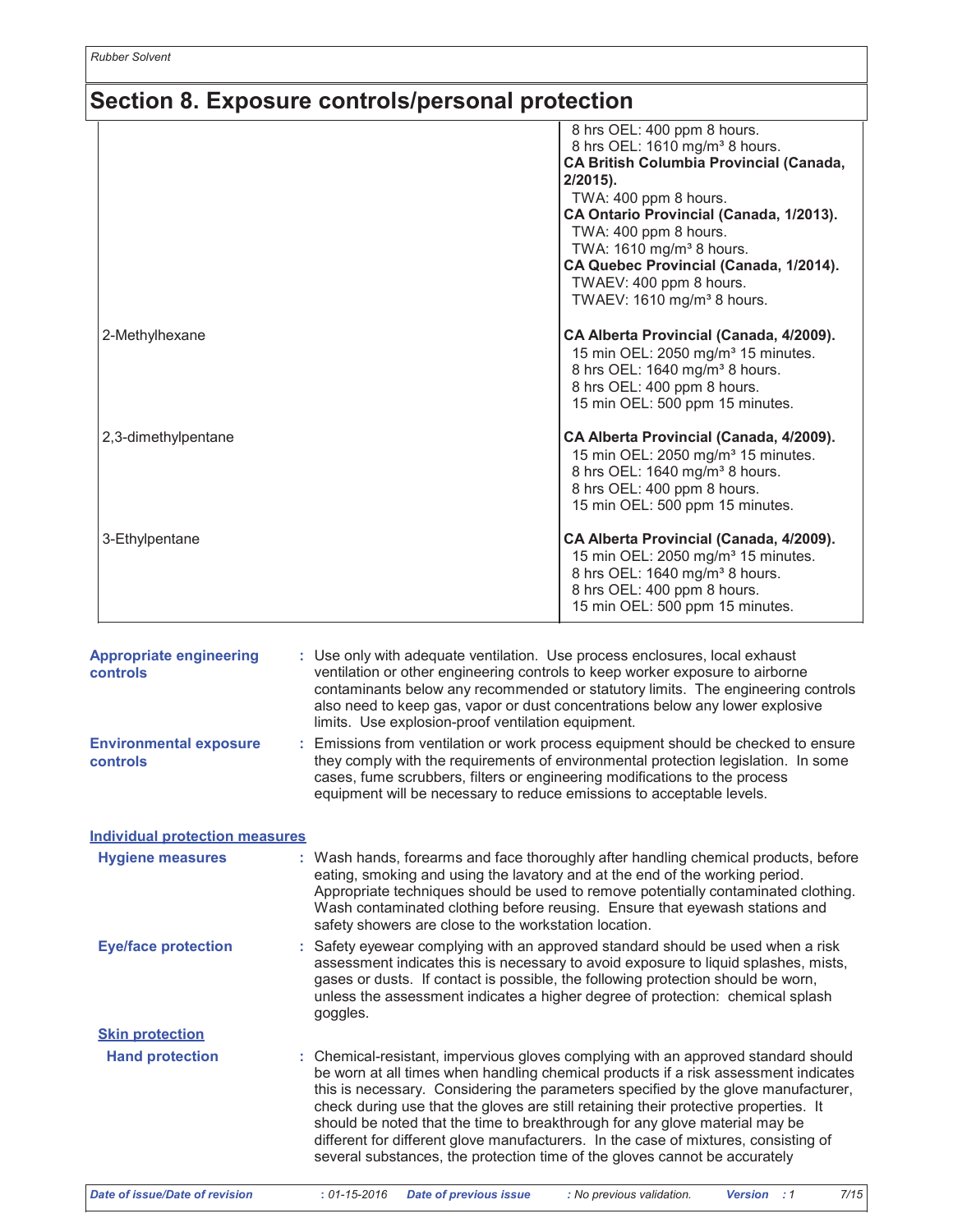## Section 8. Exposure controls/personal protection

| | |
|---|---|
| | 8 hrs OEL: 400 ppm 8 hours.<br>8 hrs OEL: 1610 mg/m³ 8 hours.<br>**CA British Columbia Provincial (Canada, 2/2015).**<br>TWA: 400 ppm 8 hours.<br>**CA Ontario Provincial (Canada, 1/2013).**<br>TWA: 400 ppm 8 hours.<br>TWA: 1610 mg/m³ 8 hours.<br>**CA Quebec Provincial (Canada, 1/2014).**<br>TWAEV: 400 ppm 8 hours.<br>TWAEV: 1610 mg/m³ 8 hours. |
| 2-Methylhexane | **CA Alberta Provincial (Canada, 4/2009).**<br>15 min OEL: 2050 mg/m³ 15 minutes.<br>8 hrs OEL: 1640 mg/m³ 8 hours.<br>8 hrs OEL: 400 ppm 8 hours.<br>15 min OEL: 500 ppm 15 minutes. |
| 2,3-dimethylpentane | **CA Alberta Provincial (Canada, 4/2009).**<br>15 min OEL: 2050 mg/m³ 15 minutes.<br>8 hrs OEL: 1640 mg/m³ 8 hours.<br>8 hrs OEL: 400 ppm 8 hours.<br>15 min OEL: 500 ppm 15 minutes. |
| 3-Ethylpentane | **CA Alberta Provincial (Canada, 4/2009).**<br>15 min OEL: 2050 mg/m³ 15 minutes.<br>8 hrs OEL: 1640 mg/m³ 8 hours.<br>8 hrs OEL: 400 ppm 8 hours.<br>15 min OEL: 500 ppm 15 minutes. |

**Appropriate engineering controls** : Use only with adequate ventilation. Use process enclosures, local exhaust ventilation or other engineering controls to keep worker exposure to airborne contaminants below any recommended or statutory limits. The engineering controls also need to keep gas, vapor or dust concentrations below any lower explosive limits. Use explosion-proof ventilation equipment.

**Environmental exposure controls** : Emissions from ventilation or work process equipment should be checked to ensure they comply with the requirements of environmental protection legislation. In some cases, fume scrubbers, filters or engineering modifications to the process equipment will be necessary to reduce emissions to acceptable levels.

### Individual protection measures

**Hygiene measures** : Wash hands, forearms and face thoroughly after handling chemical products, before eating, smoking and using the lavatory and at the end of the working period. Appropriate techniques should be used to remove potentially contaminated clothing. Wash contaminated clothing before reusing. Ensure that eyewash stations and safety showers are close to the workstation location.

**Eye/face protection** : Safety eyewear complying with an approved standard should be used when a risk assessment indicates this is necessary to avoid exposure to liquid splashes, mists, gases or dusts. If contact is possible, the following protection should be worn, unless the assessment indicates a higher degree of protection: chemical splash goggles.

#### Skin protection

**Hand protection** : Chemical-resistant, impervious gloves complying with an approved standard should be worn at all times when handling chemical products if a risk assessment indicates this is necessary. Considering the parameters specified by the glove manufacturer, check during use that the gloves are still retaining their protective properties. It should be noted that the time to breakthrough for any glove material may be different for different glove manufacturers. In the case of mixtures, consisting of several substances, the protection time of the gloves cannot be accurately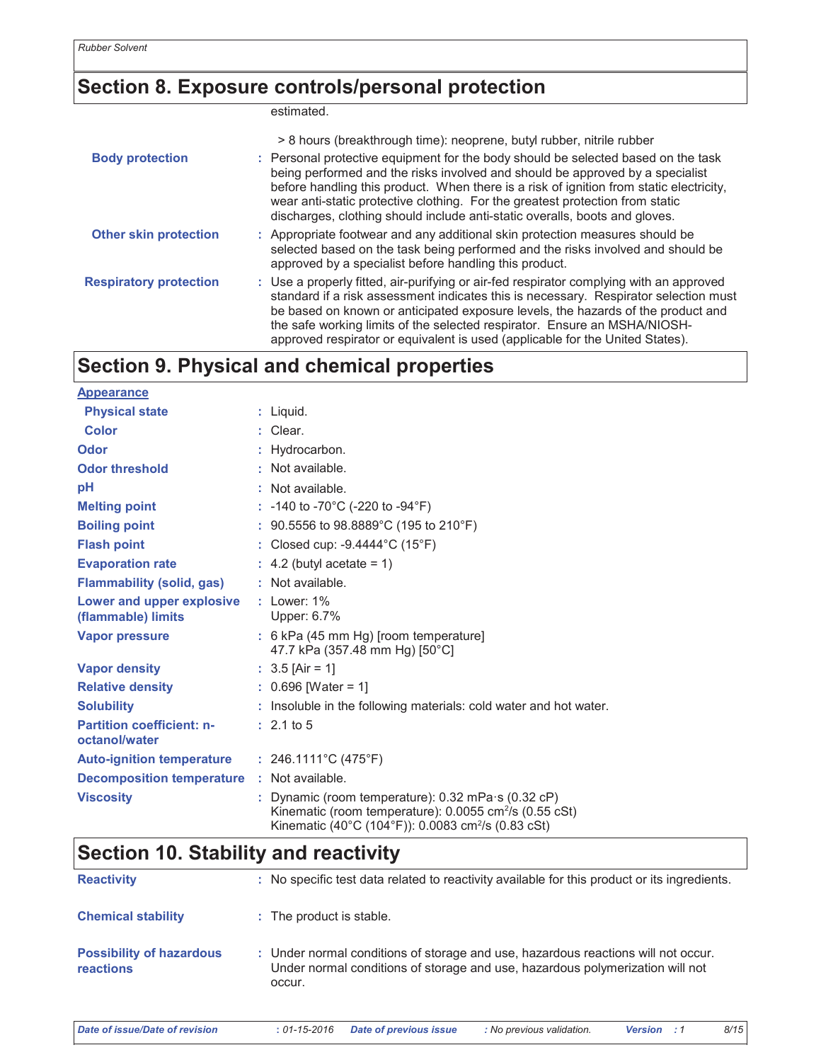## Section 8. Exposure controls/personal protection

estimated.

> 8 hours (breakthrough time): neoprene, butyl rubber, nitrile rubber

| | |
|---|---|
| **Body protection** | : Personal protective equipment for the body should be selected based on the task being performed and the risks involved and should be approved by a specialist before handling this product. When there is a risk of ignition from static electricity, wear anti-static protective clothing. For the greatest protection from static discharges, clothing should include anti-static overalls, boots and gloves. |
| **Other skin protection** | : Appropriate footwear and any additional skin protection measures should be selected based on the task being performed and the risks involved and should be approved by a specialist before handling this product. |
| **Respiratory protection** | : Use a properly fitted, air-purifying or air-fed respirator complying with an approved standard if a risk assessment indicates this is necessary. Respirator selection must be based on known or anticipated exposure levels, the hazards of the product and the safe working limits of the selected respirator. Ensure an MSHA/NIOSH-approved respirator or equivalent is used (applicable for the United States). |

## Section 9. Physical and chemical properties

**Appearance**

| | |
|---|---|
| **Physical state** | : Liquid. |
| **Color** | : Clear. |
| **Odor** | : Hydrocarbon. |
| **Odor threshold** | : Not available. |
| **pH** | : Not available. |
| **Melting point** | : -140 to -70°C (-220 to -94°F) |
| **Boiling point** | : 90.5556 to 98.8889°C (195 to 210°F) |
| **Flash point** | : Closed cup: -9.4444°C (15°F) |
| **Evaporation rate** | : 4.2 (butyl acetate = 1) |
| **Flammability (solid, gas)** | : Not available. |
| **Lower and upper explosive (flammable) limits** | : Lower: 1%<br>Upper: 6.7% |
| **Vapor pressure** | : 6 kPa (45 mm Hg) [room temperature]<br>47.7 kPa (357.48 mm Hg) [50°C] |
| **Vapor density** | : 3.5 [Air = 1] |
| **Relative density** | : 0.696 [Water = 1] |
| **Solubility** | : Insoluble in the following materials: cold water and hot water. |
| **Partition coefficient: n-octanol/water** | : 2.1 to 5 |
| **Auto-ignition temperature** | : 246.1111°C (475°F) |
| **Decomposition temperature** | : Not available. |
| **Viscosity** | : Dynamic (room temperature): 0.32 mPa·s (0.32 cP)<br>Kinematic (room temperature): 0.0055 $cm^2/s$ (0.55 cSt)<br>Kinematic (40°C (104°F)): 0.0083 $cm^2/s$ (0.83 cSt) |

## Section 10. Stability and reactivity

| | |
|---|---|
| **Reactivity** | : No specific test data related to reactivity available for this product or its ingredients. |
| **Chemical stability** | : The product is stable. |
| **Possibility of hazardous reactions** | : Under normal conditions of storage and use, hazardous reactions will not occur.<br>Under normal conditions of storage and use, hazardous polymerization will not occur. |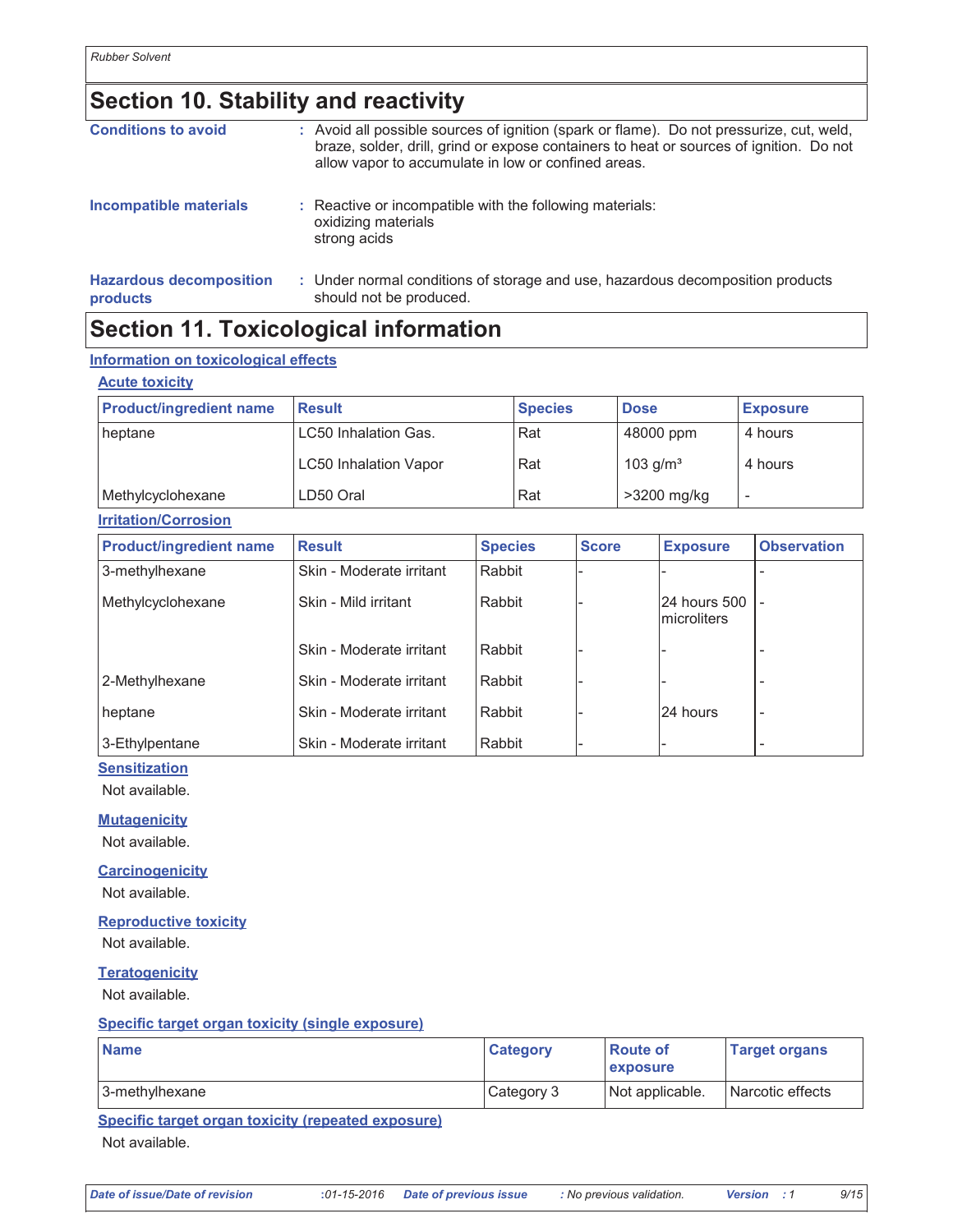## Section 10. Stability and reactivity

**Conditions to avoid** : Avoid all possible sources of ignition (spark or flame). Do not pressurize, cut, weld, braze, solder, drill, grind or expose containers to heat or sources of ignition. Do not allow vapor to accumulate in low or confined areas.

**Incompatible materials** : Reactive or incompatible with the following materials:
oxidizing materials
strong acids

**Hazardous decomposition products** : Under normal conditions of storage and use, hazardous decomposition products should not be produced.

## Section 11. Toxicological information

### Information on toxicological effects

#### Acute toxicity

| Product/ingredient name | Result | Species | Dose | Exposure |
|---|---|---|---|---|
| heptane | LC50 Inhalation Gas. | Rat | 48000 ppm | 4 hours |
| | LC50 Inhalation Vapor | Rat | 103 g/m³ | 4 hours |
| Methylcyclohexane | LD50 Oral | Rat | >3200 mg/kg | - |

#### Irritation/Corrosion

| Product/ingredient name | Result | Species | Score | Exposure | Observation |
|---|---|---|---|---|---|
| 3-methylhexane | Skin - Moderate irritant | Rabbit | - | - | - |
| Methylcyclohexane | Skin - Mild irritant | Rabbit | - | 24 hours 500 microliters | - |
| | Skin - Moderate irritant | Rabbit | - | - | - |
| 2-Methylhexane | Skin - Moderate irritant | Rabbit | - | - | - |
| heptane | Skin - Moderate irritant | Rabbit | - | 24 hours | - |
| 3-Ethylpentane | Skin - Moderate irritant | Rabbit | - | - | - |

#### Sensitization

Not available.

#### Mutagenicity

Not available.

#### Carcinogenicity

Not available.

#### Reproductive toxicity

Not available.

#### Teratogenicity

Not available.

#### Specific target organ toxicity (single exposure)

| Name | Category | Route of exposure | Target organs |
|---|---|---|---|
| 3-methylhexane | Category 3 | Not applicable. | Narcotic effects |

#### Specific target organ toxicity (repeated exposure)

Not available.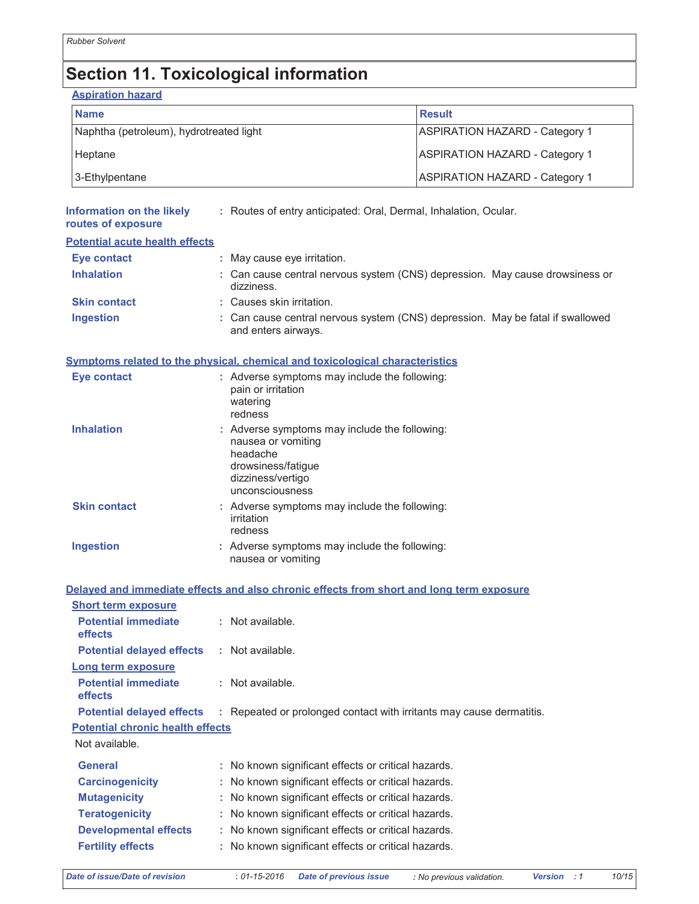# Section 11. Toxicological information

**Aspiration hazard**

| Name | Result |
|---|---|
| Naphtha (petroleum), hydrotreated light | ASPIRATION HAZARD - Category 1 |
| Heptane | ASPIRATION HAZARD - Category 1 |
| 3-Ethylpentane | ASPIRATION HAZARD - Category 1 |

**Information on the likely routes of exposure** : Routes of entry anticipated: Oral, Dermal, Inhalation, Ocular.

**Potential acute health effects**

**Eye contact** : May cause eye irritation.

**Inhalation** : Can cause central nervous system (CNS) depression. May cause drowsiness or dizziness.

**Skin contact** : Causes skin irritation.

**Ingestion** : Can cause central nervous system (CNS) depression. May be fatal if swallowed and enters airways.

**Symptoms related to the physical, chemical and toxicological characteristics**

**Eye contact** : Adverse symptoms may include the following:
pain or irritation
watering
redness

**Inhalation** : Adverse symptoms may include the following:
nausea or vomiting
headache
drowsiness/fatigue
dizziness/vertigo
unconsciousness

**Skin contact** : Adverse symptoms may include the following:
irritation
redness

**Ingestion** : Adverse symptoms may include the following:
nausea or vomiting

**Delayed and immediate effects and also chronic effects from short and long term exposure**

**Short term exposure**

**Potential immediate effects** : Not available.

**Potential delayed effects** : Not available.

**Long term exposure**

**Potential immediate effects** : Not available.

**Potential delayed effects** : Repeated or prolonged contact with irritants may cause dermatitis.

**Potential chronic health effects**

Not available.

**General** : No known significant effects or critical hazards.

**Carcinogenicity** : No known significant effects or critical hazards.

**Mutagenicity** : No known significant effects or critical hazards.

**Teratogenicity** : No known significant effects or critical hazards.

**Developmental effects** : No known significant effects or critical hazards.

**Fertility effects** : No known significant effects or critical hazards.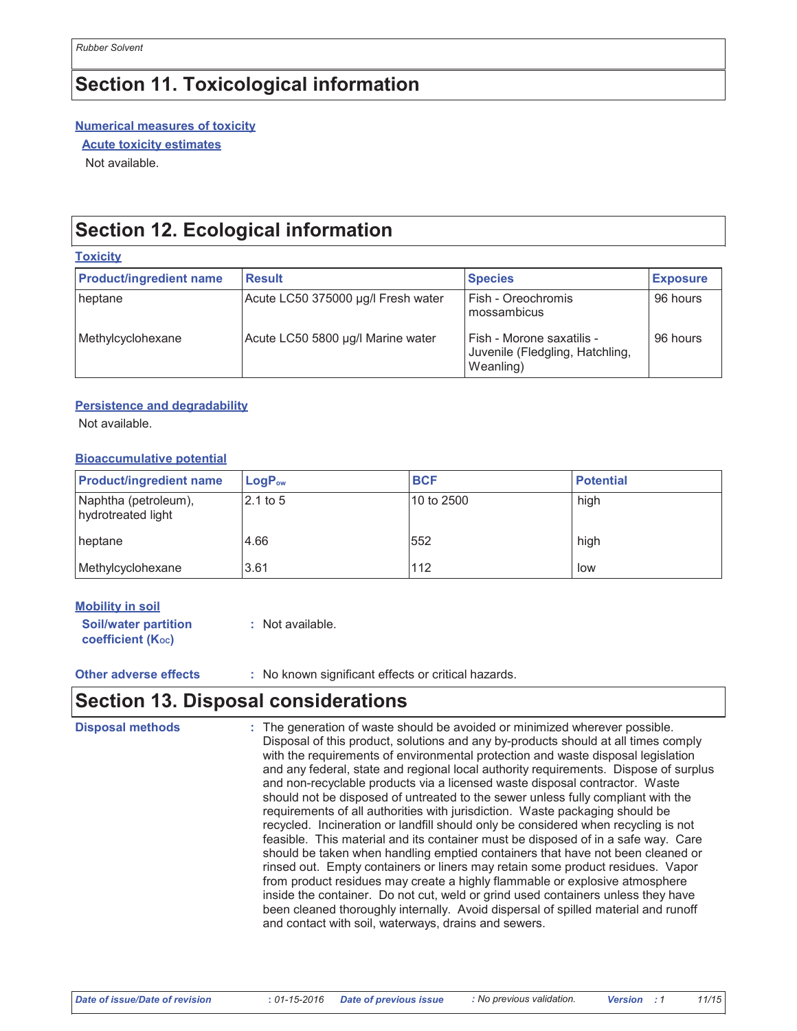## Section 11. Toxicological information

**Numerical measures of toxicity**

**Acute toxicity estimates**

Not available.

## Section 12. Ecological information

**Toxicity**

| Product/ingredient name | Result | Species | Exposure |
|---|---|---|---|
| heptane | Acute LC50 375000 µg/l Fresh water | Fish - Oreochromis mossambicus | 96 hours |
| Methylcyclohexane | Acute LC50 5800 µg/l Marine water | Fish - Morone saxatilis - Juvenile (Fledgling, Hatchling, Weanling) | 96 hours |

**Persistence and degradability**

Not available.

**Bioaccumulative potential**

| Product/ingredient name | $LogP_{ow}$ | BCF | Potential |
|---|---|---|---|
| Naphtha (petroleum), hydrotreated light | 2.1 to 5 | 10 to 2500 | high |
| heptane | 4.66 | 552 | high |
| Methylcyclohexane | 3.61 | 112 | low |

**Mobility in soil**

**Soil/water partition coefficient ($K_{OC}$)** : Not available.

**Other adverse effects** : No known significant effects or critical hazards.

## Section 13. Disposal considerations

**Disposal methods** : The generation of waste should be avoided or minimized wherever possible. Disposal of this product, solutions and any by-products should at all times comply with the requirements of environmental protection and waste disposal legislation and any federal, state and regional local authority requirements. Dispose of surplus and non-recyclable products via a licensed waste disposal contractor. Waste should not be disposed of untreated to the sewer unless fully compliant with the requirements of all authorities with jurisdiction. Waste packaging should be recycled. Incineration or landfill should only be considered when recycling is not feasible. This material and its container must be disposed of in a safe way. Care should be taken when handling emptied containers that have not been cleaned or rinsed out. Empty containers or liners may retain some product residues. Vapor from product residues may create a highly flammable or explosive atmosphere inside the container. Do not cut, weld or grind used containers unless they have been cleaned thoroughly internally. Avoid dispersal of spilled material and runoff and contact with soil, waterways, drains and sewers.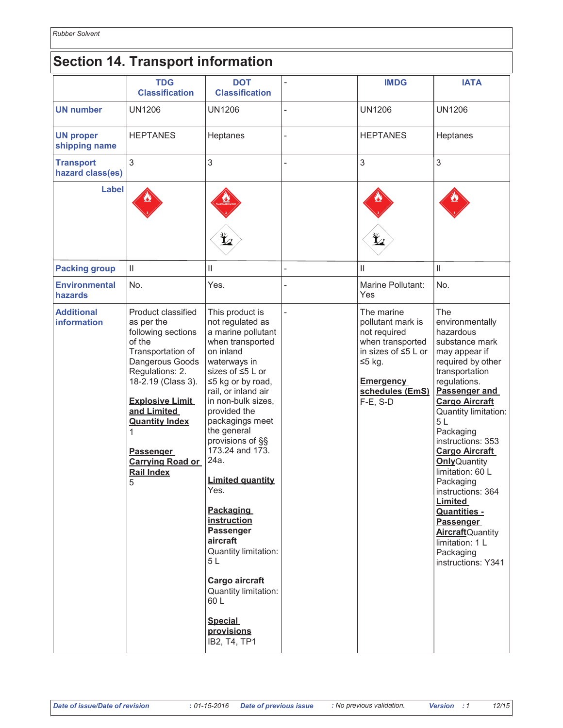## Section 14. Transport information

| | TDG Classification | DOT Classification | - | IMDG | IATA |
|---|---|---|---|---|---|
| **UN number** | UN1206 | UN1206 | - | UN1206 | UN1206 |
| **UN proper shipping name** | HEPTANES | Heptanes | - | HEPTANES | Heptanes |
| **Transport hazard class(es)** | 3 | 3 | - | 3 | 3 |
| **Label** | | | | | |
| **Packing group** | II | II | - | II | II |
| **Environmental hazards** | No. | Yes. | - | Marine Pollutant: Yes | No. |
| **Additional information** | Product classified as per the following sections of the Transportation of Dangerous Goods Regulations: 2. 18-2.19 (Class 3).<br><br>**Explosive Limit and Limited Quantity Index**<br>1<br><br>**Passenger Carrying Road or Rail Index**<br>5 | This product is not regulated as a marine pollutant when transported on inland waterways in sizes of ≤5 L or ≤5 kg or by road, rail, or inland air in non-bulk sizes, provided the packagings meet the general provisions of §§ 173.24 and 173. 24a.<br><br>**Limited quantity**<br>Yes.<br><br>**Packaging instruction**<br>**Passenger aircraft**<br>Quantity limitation: 5 L<br><br>**Cargo aircraft**<br>Quantity limitation: 60 L<br><br>**Special provisions**<br>IB2, T4, TP1 | - | The marine pollutant mark is not required when transported in sizes of ≤5 L or ≤5 kg.<br><br>**Emergency schedules (EmS)**<br>F-E, S-D | The environmentally hazardous substance mark may appear if required by other transportation regulations.<br>**Passenger and Cargo Aircraft** Quantity limitation: 5 L Packaging instructions: 353<br>**Cargo Aircraft Only** Quantity limitation: 60 L Packaging instructions: 364<br>**Limited Quantities - Passenger Aircraft** Quantity limitation: 1 L Packaging instructions: Y341 |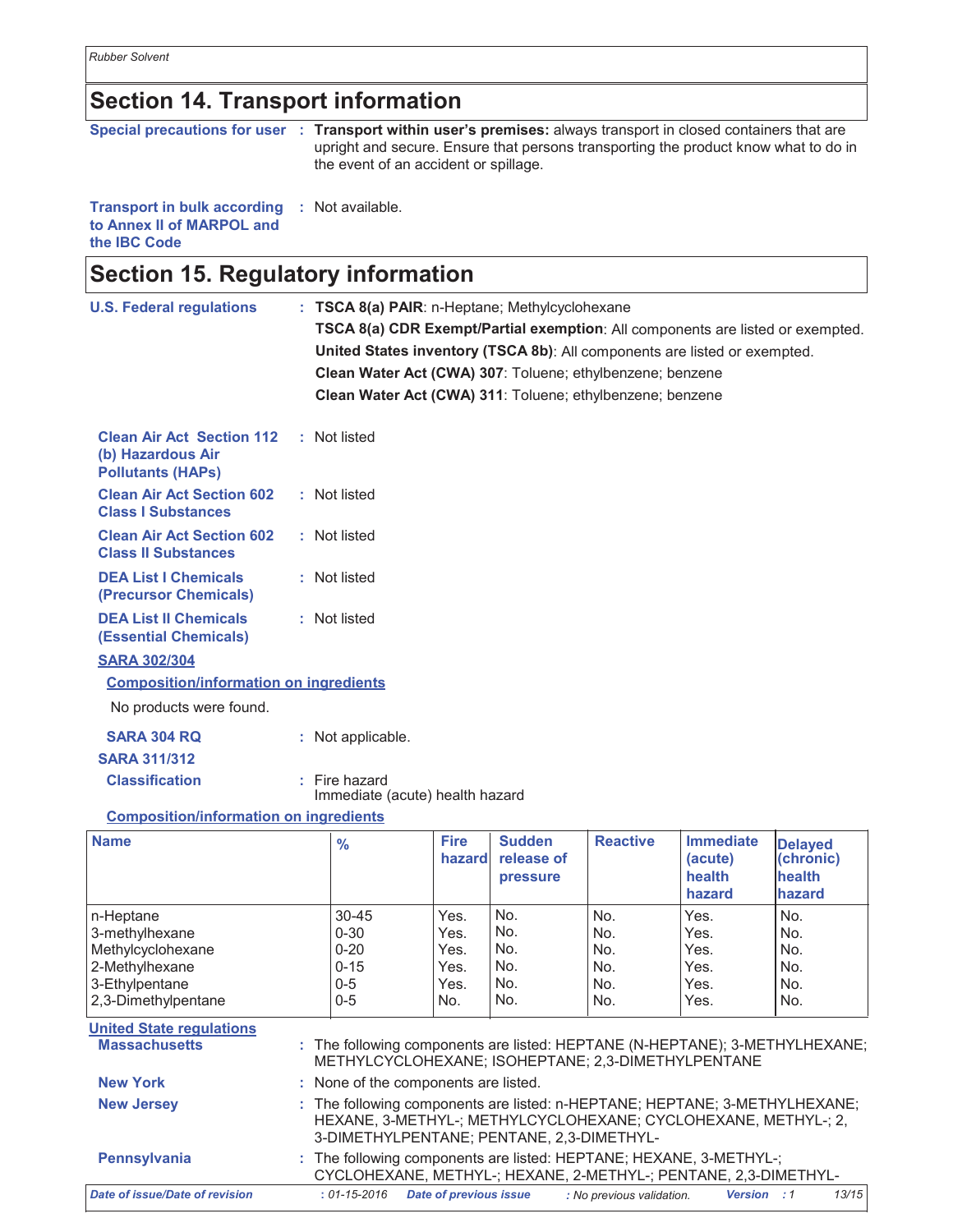## Section 14. Transport information

**Special precautions for user** : **Transport within user's premises:** always transport in closed containers that are upright and secure. Ensure that persons transporting the product know what to do in the event of an accident or spillage.

**Transport in bulk according to Annex II of MARPOL and the IBC Code** : Not available.

## Section 15. Regulatory information

**U.S. Federal regulations** : **TSCA 8(a) PAIR**: n-Heptane; Methylcyclohexane

**TSCA 8(a) CDR Exempt/Partial exemption**: All components are listed or exempted.

**United States inventory (TSCA 8b)**: All components are listed or exempted.

**Clean Water Act (CWA) 307**: Toluene; ethylbenzene; benzene

**Clean Water Act (CWA) 311**: Toluene; ethylbenzene; benzene

**Clean Air Act Section 112 (b) Hazardous Air Pollutants (HAPs)** : Not listed

**Clean Air Act Section 602 Class I Substances** : Not listed

**Clean Air Act Section 602 Class II Substances** : Not listed

**DEA List I Chemicals (Precursor Chemicals)** : Not listed

**DEA List II Chemicals (Essential Chemicals)** : Not listed

**SARA 302/304**

**Composition/information on ingredients**

No products were found.

**SARA 304 RQ** : Not applicable.

**SARA 311/312**

**Classification** : Fire hazard
Immediate (acute) health hazard

**Composition/information on ingredients**

| Name | % | Fire hazard | Sudden release of pressure | Reactive | Immediate (acute) health hazard | Delayed (chronic) health hazard |
|---|---|---|---|---|---|---|
| n-Heptane | 30-45 | Yes. | No. | No. | Yes. | No. |
| 3-methylhexane | 0-30 | Yes. | No. | No. | Yes. | No. |
| Methylcyclohexane | 0-20 | Yes. | No. | No. | Yes. | No. |
| 2-Methylhexane | 0-15 | Yes. | No. | No. | Yes. | No. |
| 3-Ethylpentane | 0-5 | Yes. | No. | No. | Yes. | No. |
| 2,3-Dimethylpentane | 0-5 | No. | No. | No. | Yes. | No. |

**United State regulations**

**Massachusetts** : The following components are listed: HEPTANE (N-HEPTANE); 3-METHYLHEXANE; METHYLCYCLOHEXANE; ISOHEPTANE; 2,3-DIMETHYLPENTANE

**New York** : None of the components are listed.

**New Jersey** : The following components are listed: n-HEPTANE; HEPTANE; 3-METHYLHEXANE; HEXANE, 3-METHYL-; METHYLCYCLOHEXANE; CYCLOHEXANE, METHYL-; 2, 3-DIMETHYLPENTANE; PENTANE, 2,3-DIMETHYL-

**Pennsylvania** : The following components are listed: HEPTANE; HEXANE, 3-METHYL-; CYCLOHEXANE, METHYL-; HEXANE, 2-METHYL-; PENTANE, 2,3-DIMETHYL-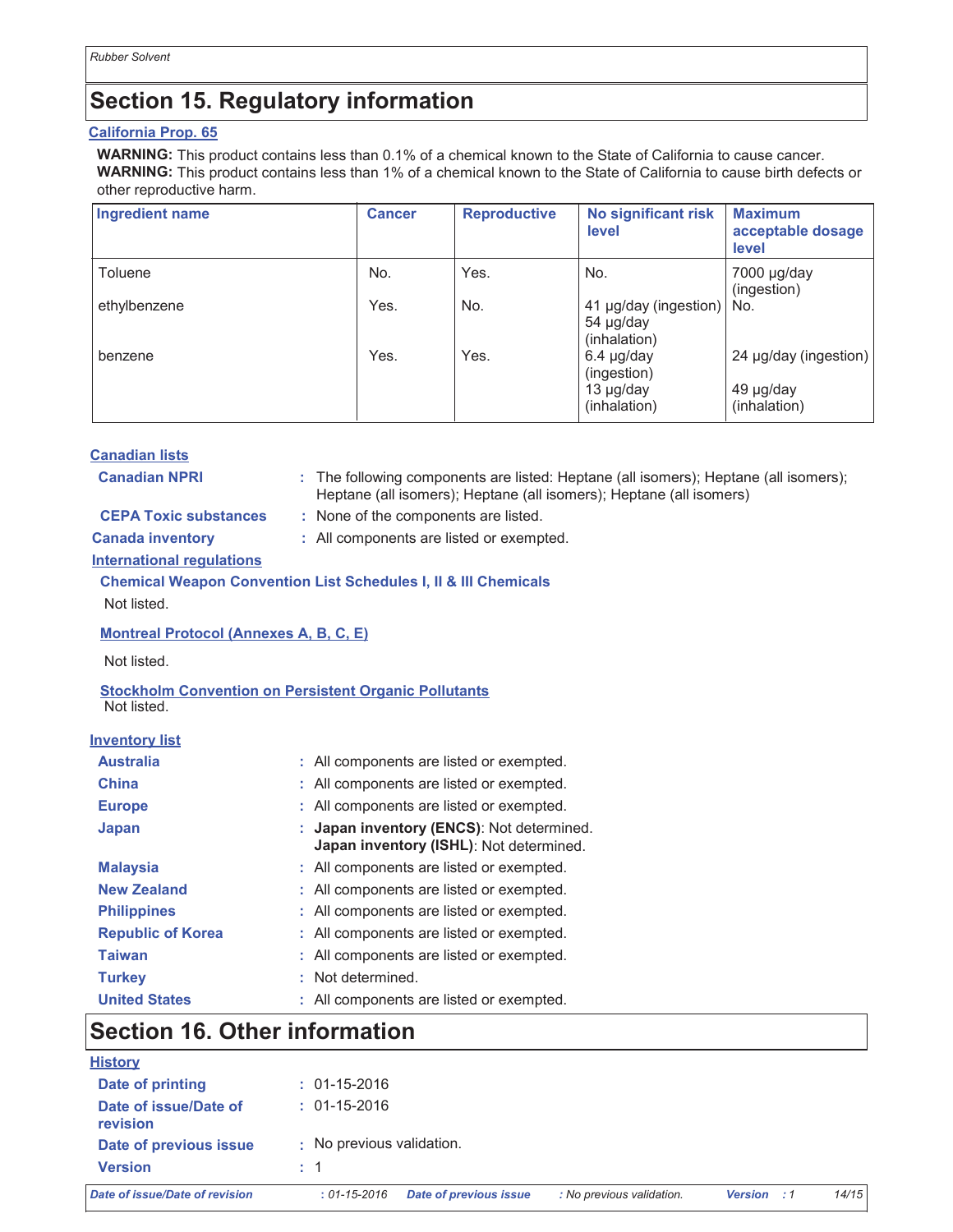## Section 15. Regulatory information

**California Prop. 65**

**WARNING:** This product contains less than 0.1% of a chemical known to the State of California to cause cancer.
**WARNING:** This product contains less than 1% of a chemical known to the State of California to cause birth defects or other reproductive harm.

| Ingredient name | Cancer | Reproductive | No significant risk level | Maximum acceptable dosage level |
|---|---|---|---|---|
| Toluene | No. | Yes. | No. | 7000 µg/day (ingestion) |
| ethylbenzene | Yes. | No. | 41 µg/day (ingestion) 54 µg/day (inhalation) | No. |
| benzene | Yes. | Yes. | 6.4 µg/day (ingestion) 13 µg/day (inhalation) | 24 µg/day (ingestion) 49 µg/day (inhalation) |

**Canadian lists**

**Canadian NPRI** : The following components are listed: Heptane (all isomers); Heptane (all isomers); Heptane (all isomers); Heptane (all isomers); Heptane (all isomers)

**CEPA Toxic substances** : None of the components are listed.

**Canada inventory** : All components are listed or exempted.

**International regulations**

**Chemical Weapon Convention List Schedules I, II & III Chemicals**

Not listed.

**Montreal Protocol (Annexes A, B, C, E)**

Not listed.

**Stockholm Convention on Persistent Organic Pollutants**

Not listed.

**Inventory list**

**Australia** : All components are listed or exempted.

**China** : All components are listed or exempted.

**Europe** : All components are listed or exempted.

**Japan** : **Japan inventory (ENCS)**: Not determined.
**Japan inventory (ISHL)**: Not determined.

**Malaysia** : All components are listed or exempted.

**New Zealand** : All components are listed or exempted.

**Philippines** : All components are listed or exempted.

**Republic of Korea** : All components are listed or exempted.

**Taiwan** : All components are listed or exempted.

**Turkey** : Not determined.

**United States** : All components are listed or exempted.

## Section 16. Other information

**History**

**Date of printing** : 01-15-2016

**Date of issue/Date of revision** : 01-15-2016

**Date of previous issue** : No previous validation.

**Version** : 1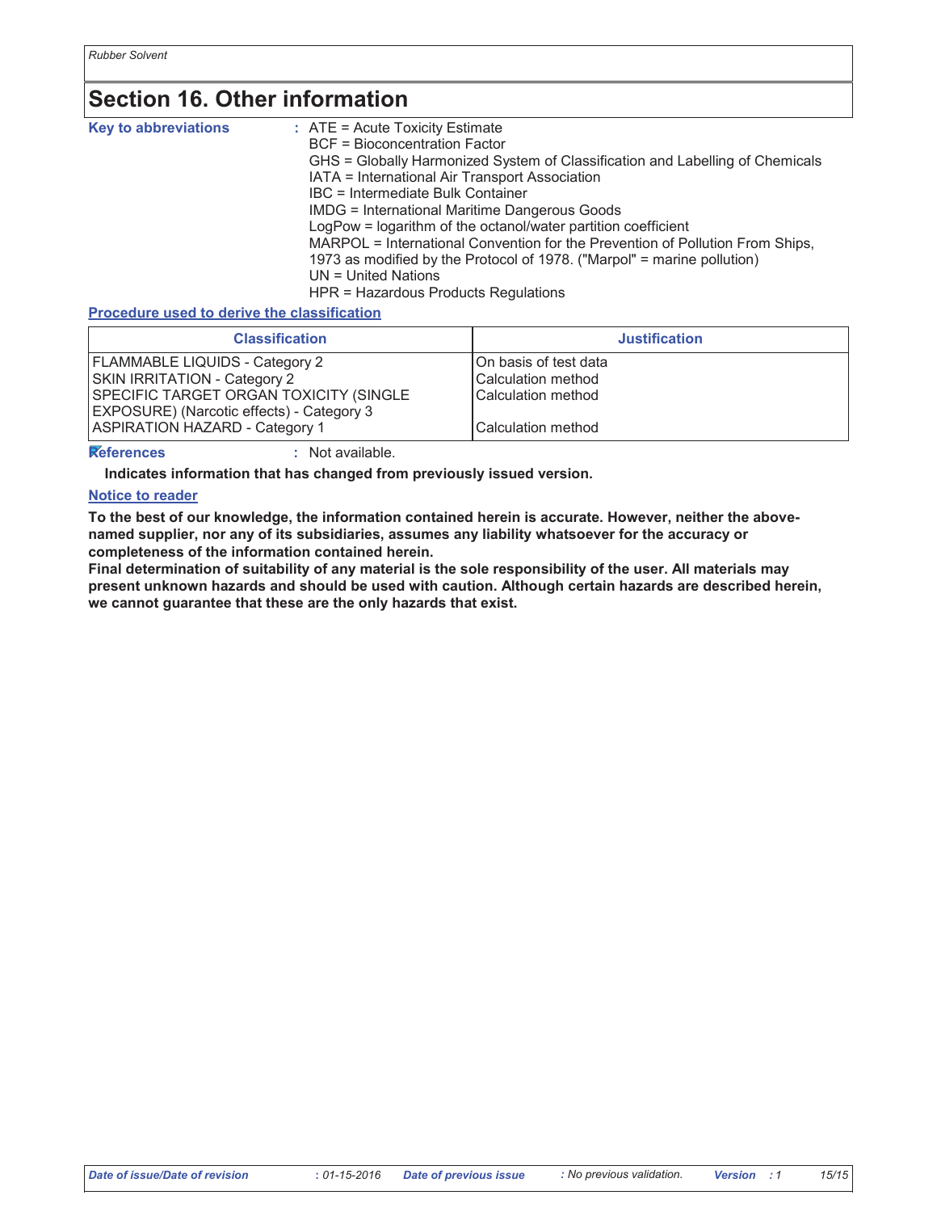# Section 16. Other information

**Key to abbreviations** : ATE = Acute Toxicity Estimate
BCF = Bioconcentration Factor
GHS = Globally Harmonized System of Classification and Labelling of Chemicals
IATA = International Air Transport Association
IBC = Intermediate Bulk Container
IMDG = International Maritime Dangerous Goods
LogPow = logarithm of the octanol/water partition coefficient
MARPOL = International Convention for the Prevention of Pollution From Ships, 1973 as modified by the Protocol of 1978. ("Marpol" = marine pollution)
UN = United Nations
HPR = Hazardous Products Regulations

**Procedure used to derive the classification**

| Classification | Justification |
|---|---|
| FLAMMABLE LIQUIDS - Category 2 | On basis of test data |
| SKIN IRRITATION - Category 2 | Calculation method |
| SPECIFIC TARGET ORGAN TOXICITY (SINGLE EXPOSURE) (Narcotic effects) - Category 3 | Calculation method |
| ASPIRATION HAZARD - Category 1 | Calculation method |

**References** : Not available.

**Indicates information that has changed from previously issued version.**

**Notice to reader**

**To the best of our knowledge, the information contained herein is accurate. However, neither the above-named supplier, nor any of its subsidiaries, assumes any liability whatsoever for the accuracy or completeness of the information contained herein.**
**Final determination of suitability of any material is the sole responsibility of the user. All materials may present unknown hazards and should be used with caution. Although certain hazards are described herein, we cannot guarantee that these are the only hazards that exist.**